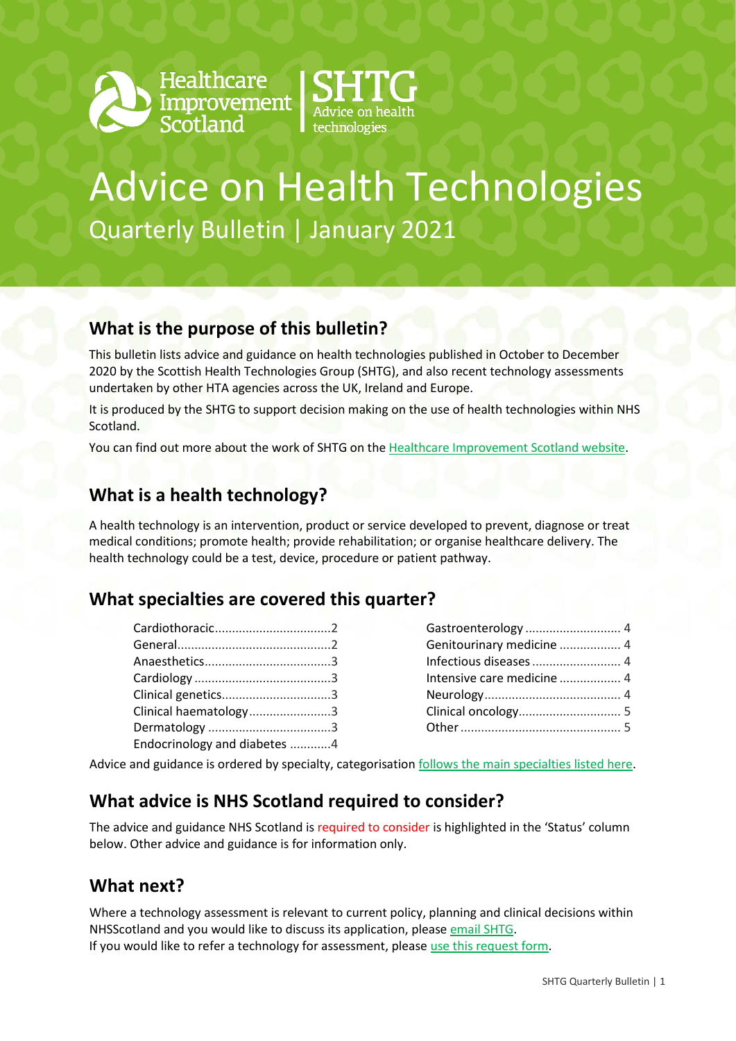Healthcare Improvement Scotland | SHTG Advice on health technologies

# Advice on Health Technologies

Quarterly Bulletin | January 2021

## What is the purpose of this bulletin?

This bulletin lists advice and guidance on health technologies published in October to December 2020 by the Scottish Health Technologies Group (SHTG), and also recent technology assessments undertaken by other HTA agencies across the UK, Ireland and Europe.

It is produced by the SHTG to support decision making on the use of health technologies within NHS Scotland.

You can find out more about the work of SHTG on the Healthcare Improvement Scotland website.

## What is a health technology?

A health technology is an intervention, product or service developed to prevent, diagnose or treat medical conditions; promote health; provide rehabilitation; or organise healthcare delivery. The health technology could be a test, device, procedure or patient pathway.

## What specialties are covered this quarter?

- Cardiothoracic....2
- General....2
- Anaesthetics....3
- Cardiology....3
- Clinical genetics....3
- Clinical haematology....3
- Dermatology....3
- Endocrinology and diabetes....4
- Gastroenterology....4
- Genitourinary medicine....4
- Infectious diseases....4
- Intensive care medicine....4
- Neurology....4
- Clinical oncology....5
- Other....5

Advice and guidance is ordered by specialty, categorisation follows the main specialties listed here.

## What advice is NHS Scotland required to consider?

The advice and guidance NHS Scotland is required to consider is highlighted in the 'Status' column below. Other advice and guidance is for information only.

## What next?

Where a technology assessment is relevant to current policy, planning and clinical decisions within NHSScotland and you would like to discuss its application, please email SHTG.
If you would like to refer a technology for assessment, please use this request form.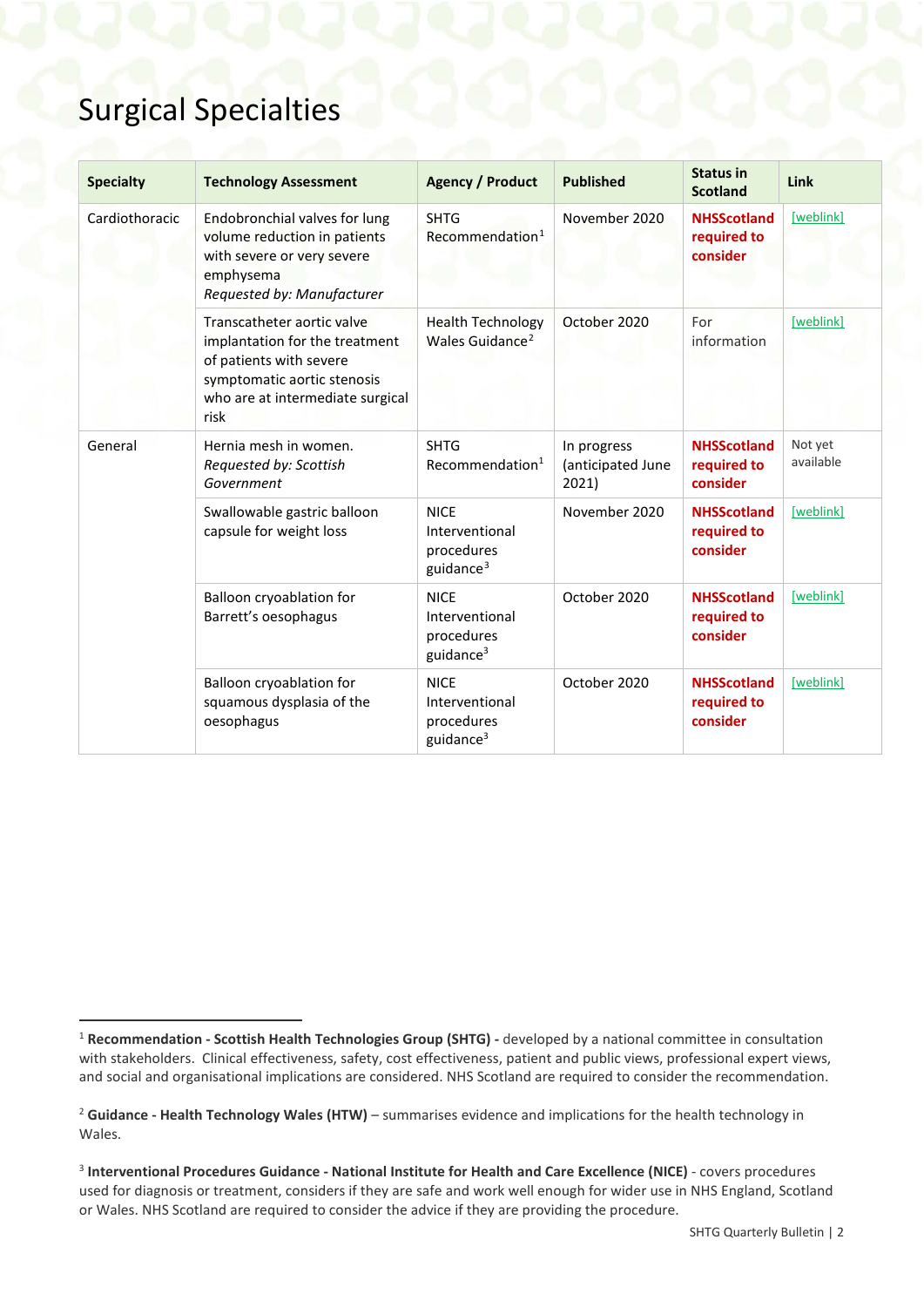# Surgical Specialties

| Specialty | Technology Assessment | Agency / Product | Published | Status in Scotland | Link |
|---|---|---|---|---|---|
| Cardiothoracic | Endobronchial valves for lung volume reduction in patients with severe or very severe emphysema *Requested by: Manufacturer* | SHTG Recommendation[1] | November 2020 | **NHSScotland required to consider** | [weblink] |
| | Transcatheter aortic valve implantation for the treatment of patients with severe symptomatic aortic stenosis who are at intermediate surgical risk | Health Technology Wales Guidance[2] | October 2020 | For information | [weblink] |
| General | Hernia mesh in women. *Requested by: Scottish Government* | SHTG Recommendation[1] | In progress (anticipated June 2021) | **NHSScotland required to consider** | Not yet available |
| | Swallowable gastric balloon capsule for weight loss | NICE Interventional procedures guidance[3] | November 2020 | **NHSScotland required to consider** | [weblink] |
| | Balloon cryoablation for Barrett's oesophagus | NICE Interventional procedures guidance[3] | October 2020 | **NHSScotland required to consider** | [weblink] |
| | Balloon cryoablation for squamous dysplasia of the oesophagus | NICE Interventional procedures guidance[3] | October 2020 | **NHSScotland required to consider** | [weblink] |

[1] **Recommendation - Scottish Health Technologies Group (SHTG) -** developed by a national committee in consultation with stakeholders. Clinical effectiveness, safety, cost effectiveness, patient and public views, professional expert views, and social and organisational implications are considered. NHS Scotland are required to consider the recommendation.

[2] **Guidance - Health Technology Wales (HTW)** – summarises evidence and implications for the health technology in Wales.

[3] **Interventional Procedures Guidance - National Institute for Health and Care Excellence (NICE)** - covers procedures used for diagnosis or treatment, considers if they are safe and work well enough for wider use in NHS England, Scotland or Wales. NHS Scotland are required to consider the advice if they are providing the procedure.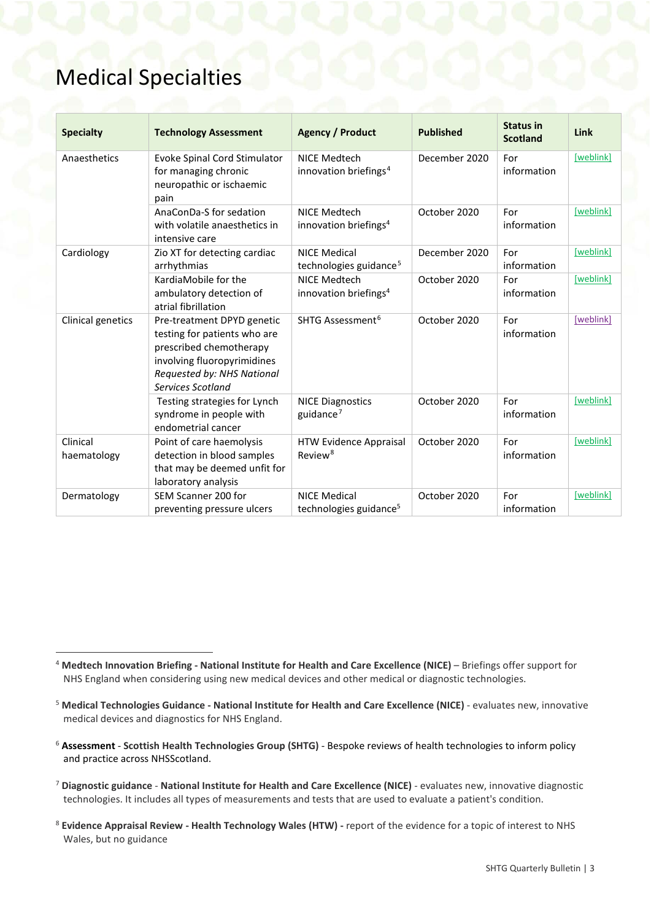# Medical Specialties

| Specialty | Technology Assessment | Agency / Product | Published | Status in Scotland | Link |
|---|---|---|---|---|---|
| Anaesthetics | Evoke Spinal Cord Stimulator for managing chronic neuropathic or ischaemic pain | NICE Medtech innovation briefings[4] | December 2020 | For information | [weblink] |
| | AnaConDa-S for sedation with volatile anaesthetics in intensive care | NICE Medtech innovation briefings[4] | October 2020 | For information | [weblink] |
| Cardiology | Zio XT for detecting cardiac arrhythmias | NICE Medical technologies guidance[5] | December 2020 | For information | [weblink] |
| | KardiaMobile for the ambulatory detection of atrial fibrillation | NICE Medtech innovation briefings[4] | October 2020 | For information | [weblink] |
| Clinical genetics | Pre-treatment DPYD genetic testing for patients who are prescribed chemotherapy involving fluoropyrimidines *Requested by: NHS National Services Scotland* | SHTG Assessment[6] | October 2020 | For information | [weblink] |
| | Testing strategies for Lynch syndrome in people with endometrial cancer | NICE Diagnostics guidance[7] | October 2020 | For information | [weblink] |
| Clinical haematology | Point of care haemolysis detection in blood samples that may be deemed unfit for laboratory analysis | HTW Evidence Appraisal Review[8] | October 2020 | For information | [weblink] |
| Dermatology | SEM Scanner 200 for preventing pressure ulcers | NICE Medical technologies guidance[5] | October 2020 | For information | [weblink] |

[4] **Medtech Innovation Briefing - National Institute for Health and Care Excellence (NICE)** – Briefings offer support for NHS England when considering using new medical devices and other medical or diagnostic technologies.

[5] **Medical Technologies Guidance - National Institute for Health and Care Excellence (NICE)** - evaluates new, innovative medical devices and diagnostics for NHS England.

[6] **Assessment** - **Scottish Health Technologies Group (SHTG)** - Bespoke reviews of health technologies to inform policy and practice across NHSScotland.

[7] **Diagnostic guidance** - **National Institute for Health and Care Excellence (NICE)** - evaluates new, innovative diagnostic technologies. It includes all types of measurements and tests that are used to evaluate a patient's condition.

[8] **Evidence Appraisal Review - Health Technology Wales (HTW) -** report of the evidence for a topic of interest to NHS Wales, but no guidance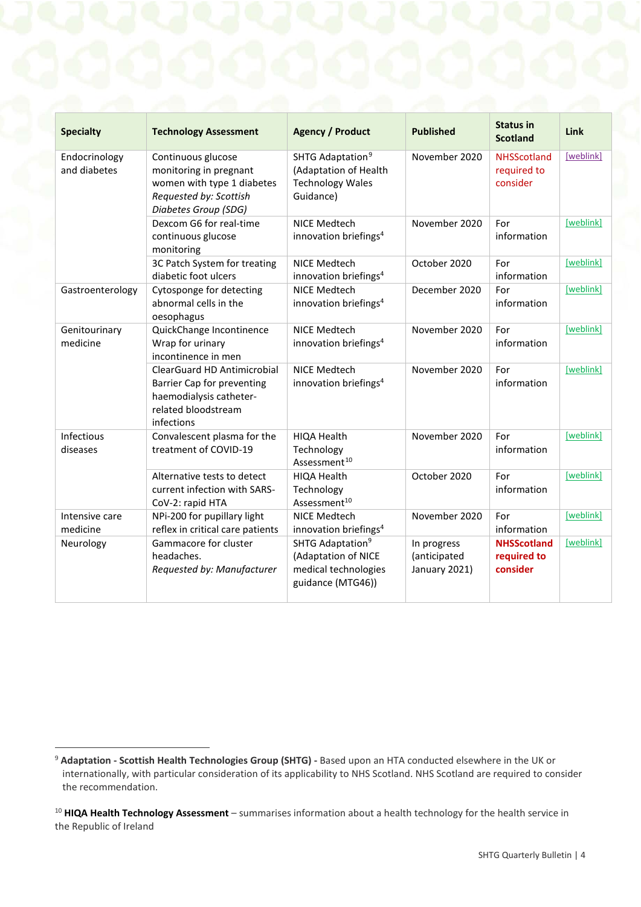| Specialty | Technology Assessment | Agency / Product | Published | Status in Scotland | Link |
|---|---|---|---|---|---|
| Endocrinology and diabetes | Continuous glucose monitoring in pregnant women with type 1 diabetes *Requested by: Scottish Diabetes Group (SDG)* | SHTG Adaptation[9] (Adaptation of Health Technology Wales Guidance) | November 2020 | NHSScotland required to consider | [weblink] |
| | Dexcom G6 for real-time continuous glucose monitoring | NICE Medtech innovation briefings[4] | November 2020 | For information | [weblink] |
| | 3C Patch System for treating diabetic foot ulcers | NICE Medtech innovation briefings[4] | October 2020 | For information | [weblink] |
| Gastroenterology | Cytosponge for detecting abnormal cells in the oesophagus | NICE Medtech innovation briefings[4] | December 2020 | For information | [weblink] |
| Genitourinary medicine | QuickChange Incontinence Wrap for urinary incontinence in men | NICE Medtech innovation briefings[4] | November 2020 | For information | [weblink] |
| | ClearGuard HD Antimicrobial Barrier Cap for preventing haemodialysis catheter-related bloodstream infections | NICE Medtech innovation briefings[4] | November 2020 | For information | [weblink] |
| Infectious diseases | Convalescent plasma for the treatment of COVID-19 | HIQA Health Technology Assessment[10] | November 2020 | For information | [weblink] |
| | Alternative tests to detect current infection with SARS-CoV-2: rapid HTA | HIQA Health Technology Assessment[10] | October 2020 | For information | [weblink] |
| Intensive care medicine | NPi-200 for pupillary light reflex in critical care patients | NICE Medtech innovation briefings[4] | November 2020 | For information | [weblink] |
| Neurology | Gammacore for cluster headaches. *Requested by: Manufacturer* | SHTG Adaptation[9] (Adaptation of NICE medical technologies guidance (MTG46)) | In progress (anticipated January 2021) | **NHSScotland required to consider** | [weblink] |

[9] **Adaptation - Scottish Health Technologies Group (SHTG)** - Based upon an HTA conducted elsewhere in the UK or internationally, with particular consideration of its applicability to NHS Scotland. NHS Scotland are required to consider the recommendation.

[10] **HIQA Health Technology Assessment** – summarises information about a health technology for the health service in the Republic of Ireland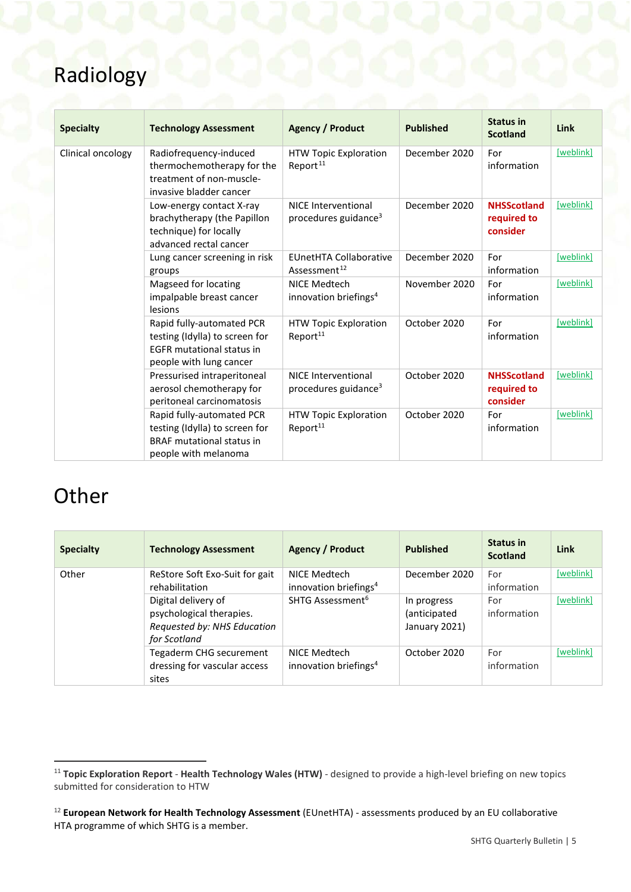# Radiology

| Specialty | Technology Assessment | Agency / Product | Published | Status in Scotland | Link |
|---|---|---|---|---|---|
| Clinical oncology | Radiofrequency-induced thermochemotherapy for the treatment of non-muscle-invasive bladder cancer | HTW Topic Exploration Report[11] | December 2020 | For information | [weblink] |
| | Low-energy contact X-ray brachytherapy (the Papillon technique) for locally advanced rectal cancer | NICE Interventional procedures guidance[3] | December 2020 | **NHSScotland required to consider** | [weblink] |
| | Lung cancer screening in risk groups | EUnetHTA Collaborative Assessment[12] | December 2020 | For information | [weblink] |
| | Magseed for locating impalpable breast cancer lesions | NICE Medtech innovation briefings[4] | November 2020 | For information | [weblink] |
| | Rapid fully-automated PCR testing (Idylla) to screen for EGFR mutational status in people with lung cancer | HTW Topic Exploration Report[11] | October 2020 | For information | [weblink] |
| | Pressurised intraperitoneal aerosol chemotherapy for peritoneal carcinomatosis | NICE Interventional procedures guidance[3] | October 2020 | **NHSScotland required to consider** | [weblink] |
| | Rapid fully-automated PCR testing (Idylla) to screen for BRAF mutational status in people with melanoma | HTW Topic Exploration Report[11] | October 2020 | For information | [weblink] |

# Other

| Specialty | Technology Assessment | Agency / Product | Published | Status in Scotland | Link |
|---|---|---|---|---|---|
| Other | ReStore Soft Exo-Suit for gait rehabilitation | NICE Medtech innovation briefings[4] | December 2020 | For information | [weblink] |
| | Digital delivery of psychological therapies. *Requested by: NHS Education for Scotland* | SHTG Assessment[6] | In progress (anticipated January 2021) | For information | [weblink] |
| | Tegaderm CHG securement dressing for vascular access sites | NICE Medtech innovation briefings[4] | October 2020 | For information | [weblink] |

[11] **Topic Exploration Report** - **Health Technology Wales (HTW)** - designed to provide a high-level briefing on new topics submitted for consideration to HTW

[12] **European Network for Health Technology Assessment** (EUnetHTA) - assessments produced by an EU collaborative HTA programme of which SHTG is a member.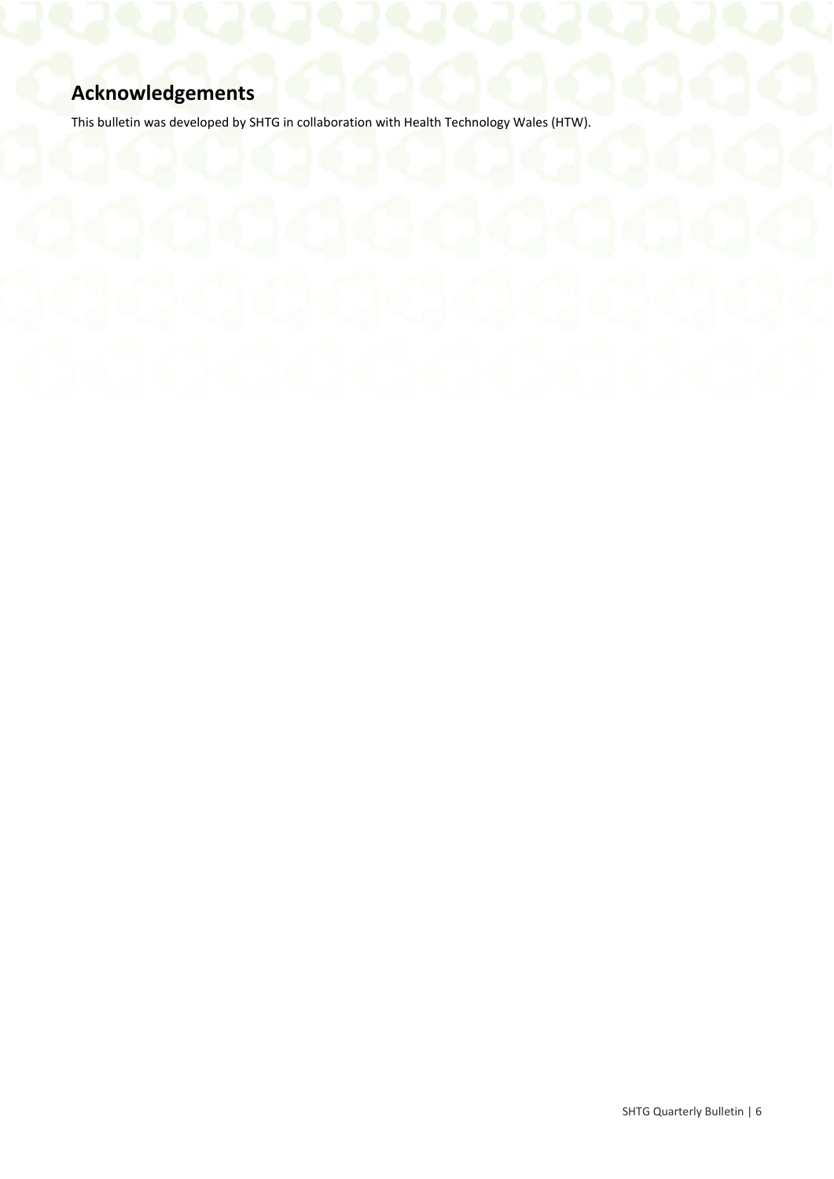## Acknowledgements

This bulletin was developed by SHTG in collaboration with Health Technology Wales (HTW).